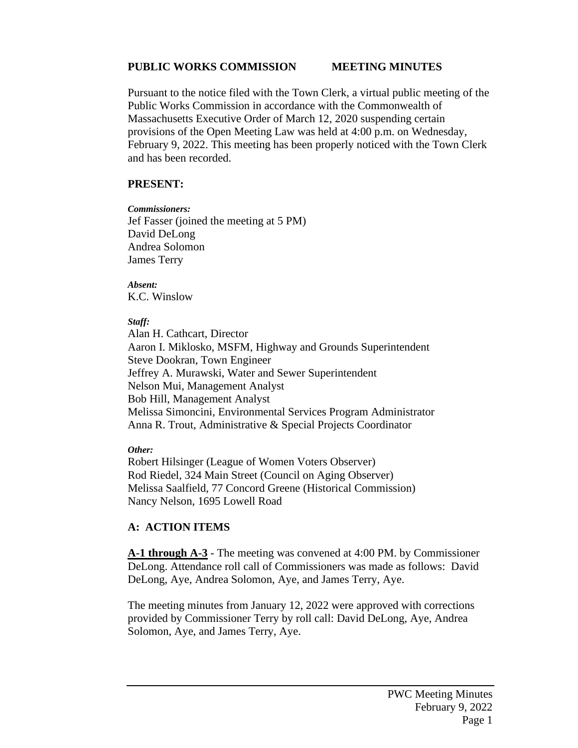**PUBLIC WORKS COMMISSION MEETING MINUTES**

Pursuant to the notice filed with the Town Clerk, a virtual public meeting of the Public Works Commission in accordance with the Commonwealth of Massachusetts Executive Order of March 12, 2020 suspending certain provisions of the Open Meeting Law was held at 4:00 p.m. on Wednesday, February 9, 2022. This meeting has been properly noticed with the Town Clerk and has been recorded.

**PRESENT:**

***Commissioners:***
Jef Fasser (joined the meeting at 5 PM)
David DeLong
Andrea Solomon
James Terry

***Absent:***
K.C. Winslow

***Staff:***
Alan H. Cathcart, Director
Aaron I. Miklosko, MSFM, Highway and Grounds Superintendent
Steve Dookran, Town Engineer
Jeffrey A. Murawski, Water and Sewer Superintendent
Nelson Mui, Management Analyst
Bob Hill, Management Analyst
Melissa Simoncini, Environmental Services Program Administrator
Anna R. Trout, Administrative & Special Projects Coordinator

***Other:***
Robert Hilsinger (League of Women Voters Observer)
Rod Riedel, 324 Main Street (Council on Aging Observer)
Melissa Saalfield, 77 Concord Greene (Historical Commission)
Nancy Nelson, 1695 Lowell Road

**A: ACTION ITEMS**

**A-1 through A-3** - The meeting was convened at 4:00 PM. by Commissioner DeLong. Attendance roll call of Commissioners was made as follows: David DeLong, Aye, Andrea Solomon, Aye, and James Terry, Aye.

The meeting minutes from January 12, 2022 were approved with corrections provided by Commissioner Terry by roll call: David DeLong, Aye, Andrea Solomon, Aye, and James Terry, Aye.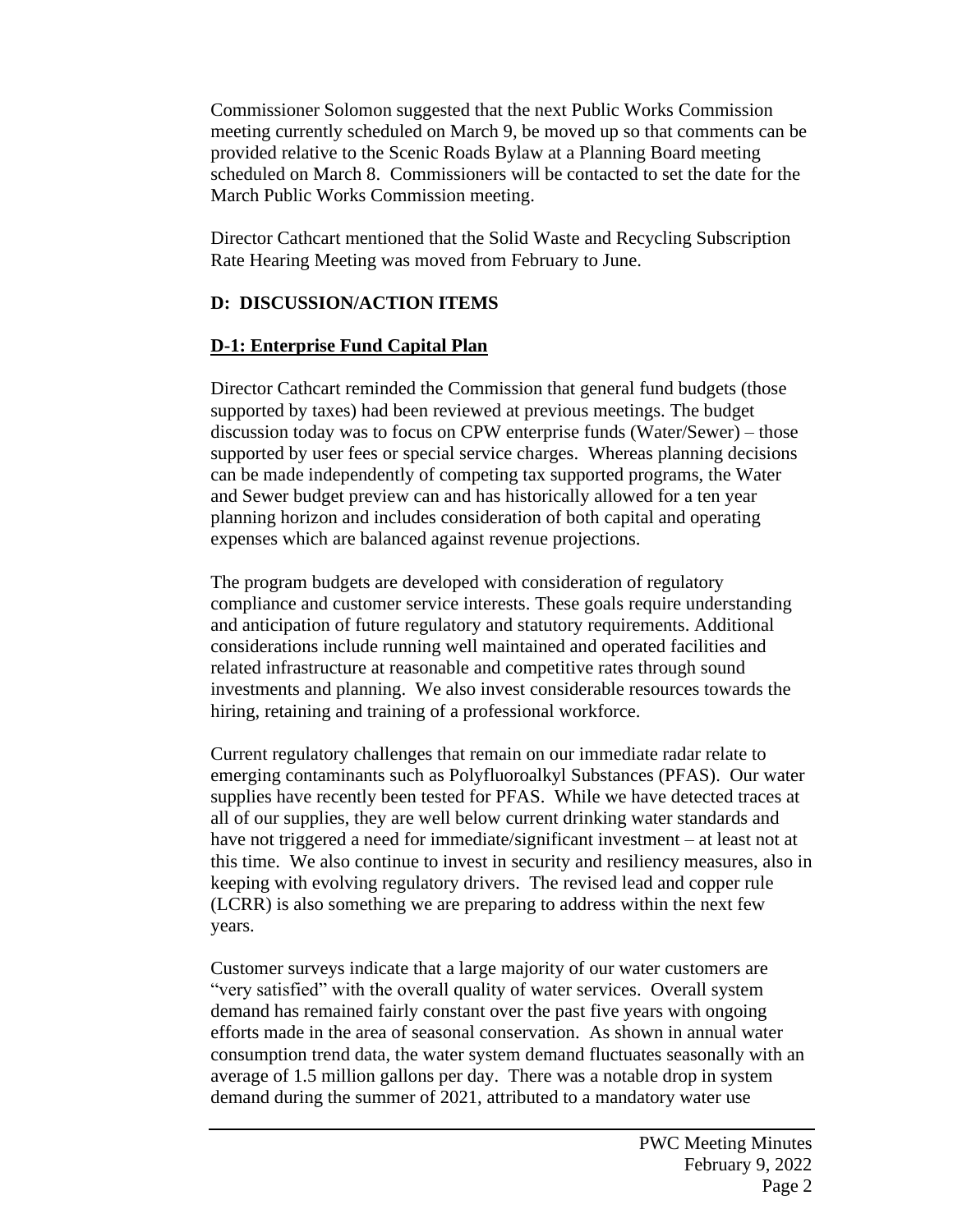Commissioner Solomon suggested that the next Public Works Commission meeting currently scheduled on March 9, be moved up so that comments can be provided relative to the Scenic Roads Bylaw at a Planning Board meeting scheduled on March 8. Commissioners will be contacted to set the date for the March Public Works Commission meeting.

Director Cathcart mentioned that the Solid Waste and Recycling Subscription Rate Hearing Meeting was moved from February to June.

## D: DISCUSSION/ACTION ITEMS

### D-1: Enterprise Fund Capital Plan

Director Cathcart reminded the Commission that general fund budgets (those supported by taxes) had been reviewed at previous meetings. The budget discussion today was to focus on CPW enterprise funds (Water/Sewer) – those supported by user fees or special service charges. Whereas planning decisions can be made independently of competing tax supported programs, the Water and Sewer budget preview can and has historically allowed for a ten year planning horizon and includes consideration of both capital and operating expenses which are balanced against revenue projections.

The program budgets are developed with consideration of regulatory compliance and customer service interests. These goals require understanding and anticipation of future regulatory and statutory requirements. Additional considerations include running well maintained and operated facilities and related infrastructure at reasonable and competitive rates through sound investments and planning. We also invest considerable resources towards the hiring, retaining and training of a professional workforce.

Current regulatory challenges that remain on our immediate radar relate to emerging contaminants such as Polyfluoroalkyl Substances (PFAS). Our water supplies have recently been tested for PFAS. While we have detected traces at all of our supplies, they are well below current drinking water standards and have not triggered a need for immediate/significant investment – at least not at this time. We also continue to invest in security and resiliency measures, also in keeping with evolving regulatory drivers. The revised lead and copper rule (LCRR) is also something we are preparing to address within the next few years.

Customer surveys indicate that a large majority of our water customers are "very satisfied" with the overall quality of water services. Overall system demand has remained fairly constant over the past five years with ongoing efforts made in the area of seasonal conservation. As shown in annual water consumption trend data, the water system demand fluctuates seasonally with an average of 1.5 million gallons per day. There was a notable drop in system demand during the summer of 2021, attributed to a mandatory water use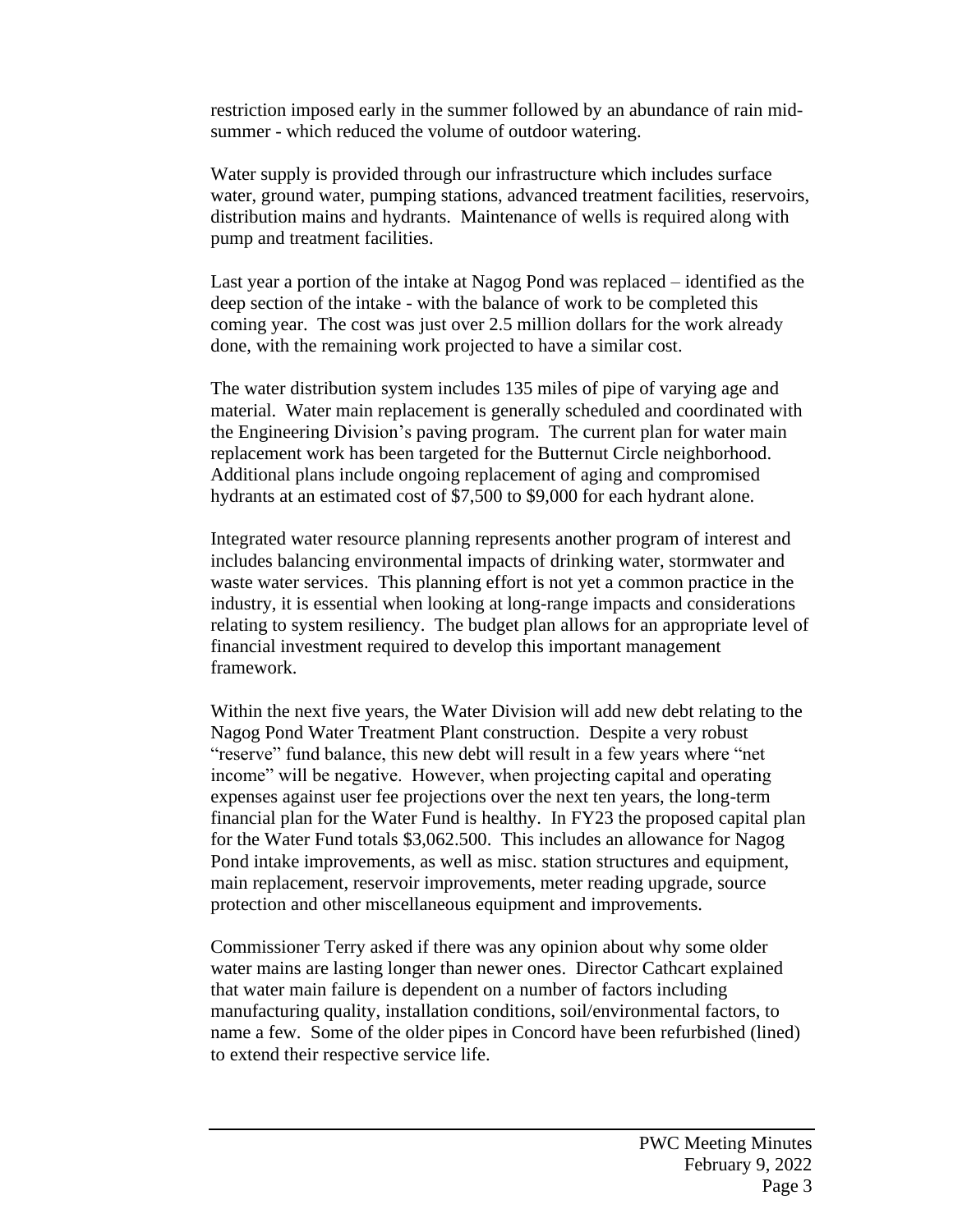restriction imposed early in the summer followed by an abundance of rain mid-summer - which reduced the volume of outdoor watering.

Water supply is provided through our infrastructure which includes surface water, ground water, pumping stations, advanced treatment facilities, reservoirs, distribution mains and hydrants. Maintenance of wells is required along with pump and treatment facilities.

Last year a portion of the intake at Nagog Pond was replaced – identified as the deep section of the intake - with the balance of work to be completed this coming year. The cost was just over 2.5 million dollars for the work already done, with the remaining work projected to have a similar cost.

The water distribution system includes 135 miles of pipe of varying age and material. Water main replacement is generally scheduled and coordinated with the Engineering Division's paving program. The current plan for water main replacement work has been targeted for the Butternut Circle neighborhood. Additional plans include ongoing replacement of aging and compromised hydrants at an estimated cost of $7,500 to $9,000 for each hydrant alone.

Integrated water resource planning represents another program of interest and includes balancing environmental impacts of drinking water, stormwater and waste water services. This planning effort is not yet a common practice in the industry, it is essential when looking at long-range impacts and considerations relating to system resiliency. The budget plan allows for an appropriate level of financial investment required to develop this important management framework.

Within the next five years, the Water Division will add new debt relating to the Nagog Pond Water Treatment Plant construction. Despite a very robust "reserve" fund balance, this new debt will result in a few years where "net income" will be negative. However, when projecting capital and operating expenses against user fee projections over the next ten years, the long-term financial plan for the Water Fund is healthy. In FY23 the proposed capital plan for the Water Fund totals $3,062.500. This includes an allowance for Nagog Pond intake improvements, as well as misc. station structures and equipment, main replacement, reservoir improvements, meter reading upgrade, source protection and other miscellaneous equipment and improvements.

Commissioner Terry asked if there was any opinion about why some older water mains are lasting longer than newer ones. Director Cathcart explained that water main failure is dependent on a number of factors including manufacturing quality, installation conditions, soil/environmental factors, to name a few. Some of the older pipes in Concord have been refurbished (lined) to extend their respective service life.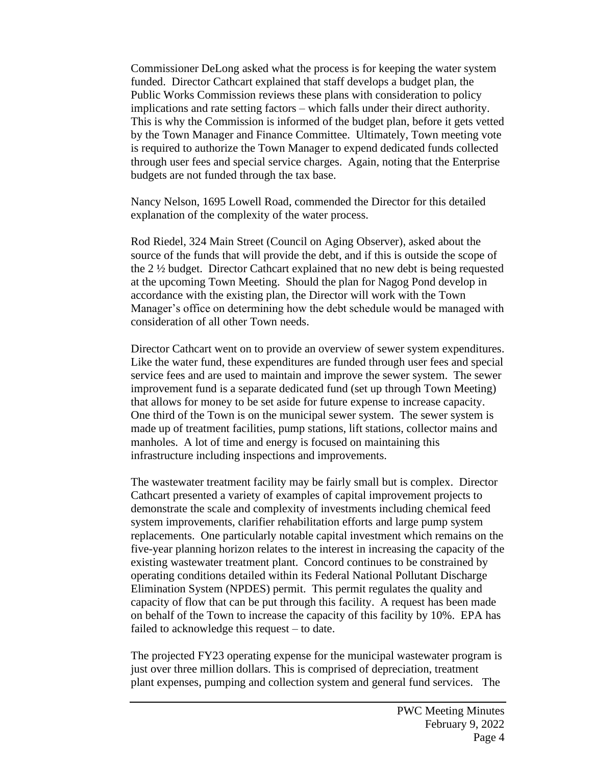Commissioner DeLong asked what the process is for keeping the water system funded. Director Cathcart explained that staff develops a budget plan, the Public Works Commission reviews these plans with consideration to policy implications and rate setting factors – which falls under their direct authority. This is why the Commission is informed of the budget plan, before it gets vetted by the Town Manager and Finance Committee. Ultimately, Town meeting vote is required to authorize the Town Manager to expend dedicated funds collected through user fees and special service charges. Again, noting that the Enterprise budgets are not funded through the tax base.

Nancy Nelson, 1695 Lowell Road, commended the Director for this detailed explanation of the complexity of the water process.

Rod Riedel, 324 Main Street (Council on Aging Observer), asked about the source of the funds that will provide the debt, and if this is outside the scope of the 2 ½ budget. Director Cathcart explained that no new debt is being requested at the upcoming Town Meeting. Should the plan for Nagog Pond develop in accordance with the existing plan, the Director will work with the Town Manager's office on determining how the debt schedule would be managed with consideration of all other Town needs.

Director Cathcart went on to provide an overview of sewer system expenditures. Like the water fund, these expenditures are funded through user fees and special service fees and are used to maintain and improve the sewer system. The sewer improvement fund is a separate dedicated fund (set up through Town Meeting) that allows for money to be set aside for future expense to increase capacity. One third of the Town is on the municipal sewer system. The sewer system is made up of treatment facilities, pump stations, lift stations, collector mains and manholes. A lot of time and energy is focused on maintaining this infrastructure including inspections and improvements.

The wastewater treatment facility may be fairly small but is complex. Director Cathcart presented a variety of examples of capital improvement projects to demonstrate the scale and complexity of investments including chemical feed system improvements, clarifier rehabilitation efforts and large pump system replacements. One particularly notable capital investment which remains on the five-year planning horizon relates to the interest in increasing the capacity of the existing wastewater treatment plant. Concord continues to be constrained by operating conditions detailed within its Federal National Pollutant Discharge Elimination System (NPDES) permit. This permit regulates the quality and capacity of flow that can be put through this facility. A request has been made on behalf of the Town to increase the capacity of this facility by 10%. EPA has failed to acknowledge this request – to date.

The projected FY23 operating expense for the municipal wastewater program is just over three million dollars. This is comprised of depreciation, treatment plant expenses, pumping and collection system and general fund services. The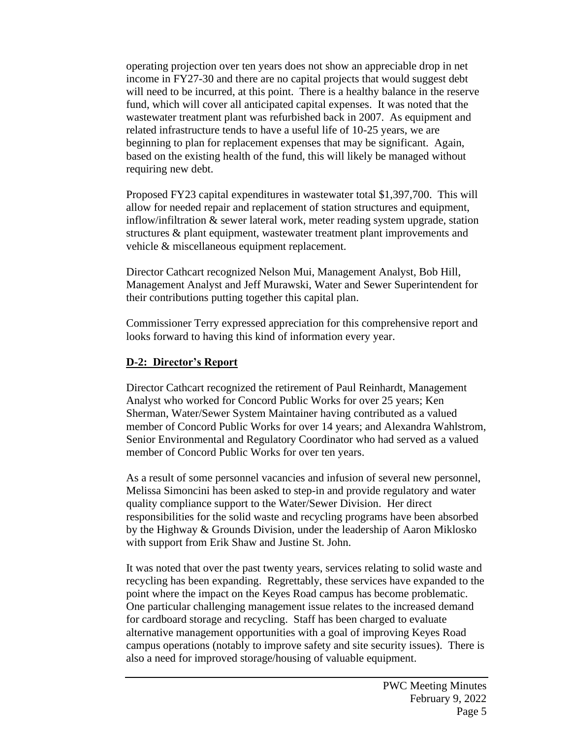operating projection over ten years does not show an appreciable drop in net income in FY27-30 and there are no capital projects that would suggest debt will need to be incurred, at this point. There is a healthy balance in the reserve fund, which will cover all anticipated capital expenses. It was noted that the wastewater treatment plant was refurbished back in 2007. As equipment and related infrastructure tends to have a useful life of 10-25 years, we are beginning to plan for replacement expenses that may be significant. Again, based on the existing health of the fund, this will likely be managed without requiring new debt.

Proposed FY23 capital expenditures in wastewater total $1,397,700. This will allow for needed repair and replacement of station structures and equipment, inflow/infiltration & sewer lateral work, meter reading system upgrade, station structures & plant equipment, wastewater treatment plant improvements and vehicle & miscellaneous equipment replacement.

Director Cathcart recognized Nelson Mui, Management Analyst, Bob Hill, Management Analyst and Jeff Murawski, Water and Sewer Superintendent for their contributions putting together this capital plan.

Commissioner Terry expressed appreciation for this comprehensive report and looks forward to having this kind of information every year.

## **D-2: Director's Report**

Director Cathcart recognized the retirement of Paul Reinhardt, Management Analyst who worked for Concord Public Works for over 25 years; Ken Sherman, Water/Sewer System Maintainer having contributed as a valued member of Concord Public Works for over 14 years; and Alexandra Wahlstrom, Senior Environmental and Regulatory Coordinator who had served as a valued member of Concord Public Works for over ten years.

As a result of some personnel vacancies and infusion of several new personnel, Melissa Simoncini has been asked to step-in and provide regulatory and water quality compliance support to the Water/Sewer Division. Her direct responsibilities for the solid waste and recycling programs have been absorbed by the Highway & Grounds Division, under the leadership of Aaron Miklosko with support from Erik Shaw and Justine St. John.

It was noted that over the past twenty years, services relating to solid waste and recycling has been expanding. Regrettably, these services have expanded to the point where the impact on the Keyes Road campus has become problematic. One particular challenging management issue relates to the increased demand for cardboard storage and recycling. Staff has been charged to evaluate alternative management opportunities with a goal of improving Keyes Road campus operations (notably to improve safety and site security issues). There is also a need for improved storage/housing of valuable equipment.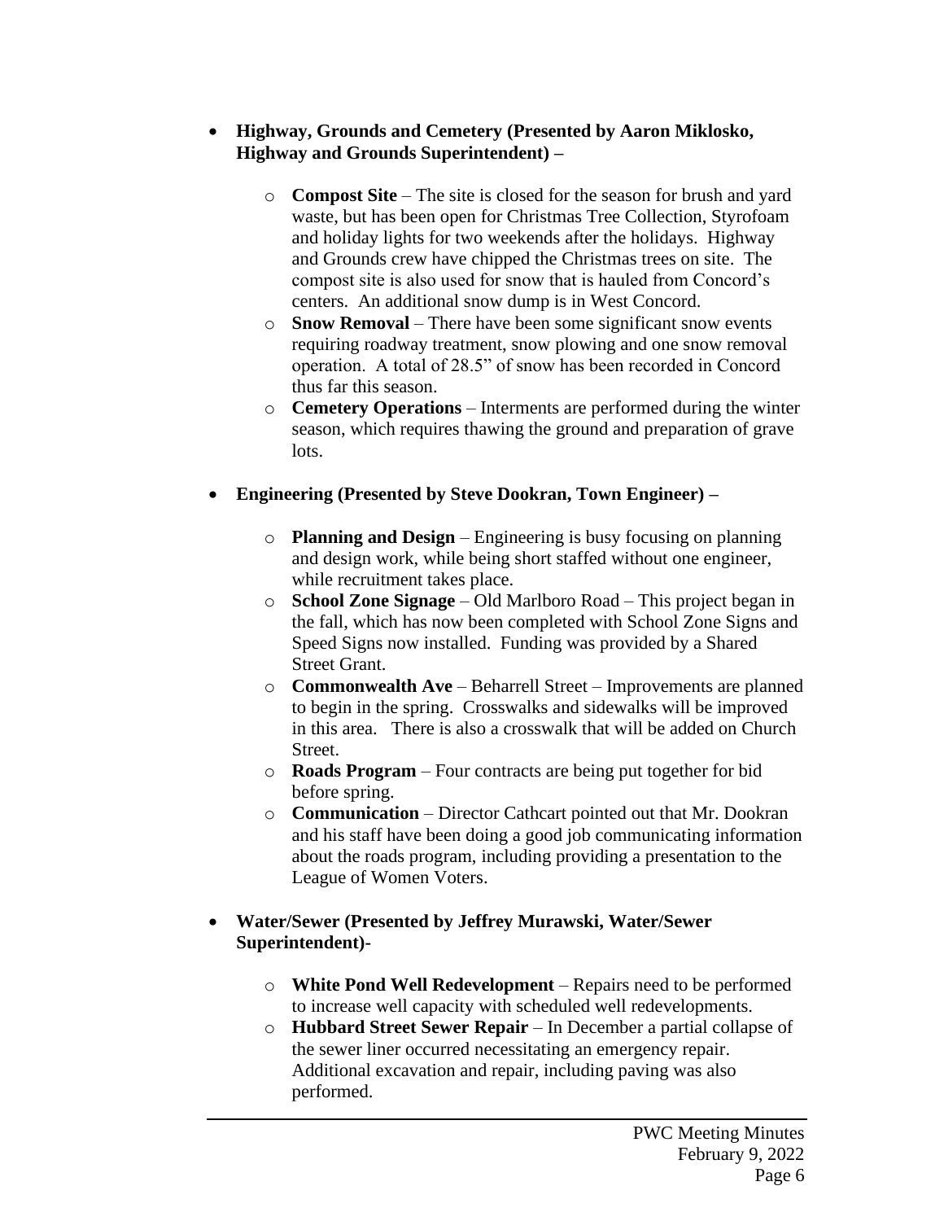- **Highway, Grounds and Cemetery (Presented by Aaron Miklosko, Highway and Grounds Superintendent) –**
  - **Compost Site** – The site is closed for the season for brush and yard waste, but has been open for Christmas Tree Collection, Styrofoam and holiday lights for two weekends after the holidays. Highway and Grounds crew have chipped the Christmas trees on site. The compost site is also used for snow that is hauled from Concord's centers. An additional snow dump is in West Concord.
  - **Snow Removal** – There have been some significant snow events requiring roadway treatment, snow plowing and one snow removal operation. A total of 28.5" of snow has been recorded in Concord thus far this season.
  - **Cemetery Operations** – Interments are performed during the winter season, which requires thawing the ground and preparation of grave lots.

- **Engineering (Presented by Steve Dookran, Town Engineer) –**
  - **Planning and Design** – Engineering is busy focusing on planning and design work, while being short staffed without one engineer, while recruitment takes place.
  - **School Zone Signage** – Old Marlboro Road – This project began in the fall, which has now been completed with School Zone Signs and Speed Signs now installed. Funding was provided by a Shared Street Grant.
  - **Commonwealth Ave** – Beharrell Street – Improvements are planned to begin in the spring. Crosswalks and sidewalks will be improved in this area. There is also a crosswalk that will be added on Church Street.
  - **Roads Program** – Four contracts are being put together for bid before spring.
  - **Communication** – Director Cathcart pointed out that Mr. Dookran and his staff have been doing a good job communicating information about the roads program, including providing a presentation to the League of Women Voters.

- **Water/Sewer (Presented by Jeffrey Murawski, Water/Sewer Superintendent)-**
  - **White Pond Well Redevelopment** – Repairs need to be performed to increase well capacity with scheduled well redevelopments.
  - **Hubbard Street Sewer Repair** – In December a partial collapse of the sewer liner occurred necessitating an emergency repair. Additional excavation and repair, including paving was also performed.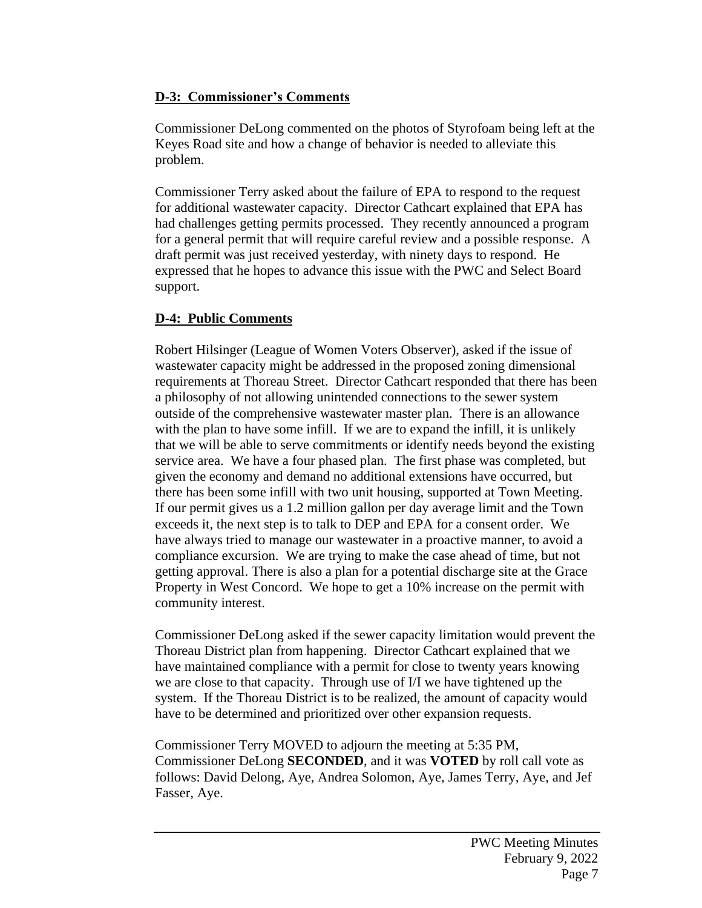**D-3: Commissioner's Comments**

Commissioner DeLong commented on the photos of Styrofoam being left at the Keyes Road site and how a change of behavior is needed to alleviate this problem.

Commissioner Terry asked about the failure of EPA to respond to the request for additional wastewater capacity. Director Cathcart explained that EPA has had challenges getting permits processed. They recently announced a program for a general permit that will require careful review and a possible response. A draft permit was just received yesterday, with ninety days to respond. He expressed that he hopes to advance this issue with the PWC and Select Board support.

**D-4: Public Comments**

Robert Hilsinger (League of Women Voters Observer), asked if the issue of wastewater capacity might be addressed in the proposed zoning dimensional requirements at Thoreau Street. Director Cathcart responded that there has been a philosophy of not allowing unintended connections to the sewer system outside of the comprehensive wastewater master plan. There is an allowance with the plan to have some infill. If we are to expand the infill, it is unlikely that we will be able to serve commitments or identify needs beyond the existing service area. We have a four phased plan. The first phase was completed, but given the economy and demand no additional extensions have occurred, but there has been some infill with two unit housing, supported at Town Meeting. If our permit gives us a 1.2 million gallon per day average limit and the Town exceeds it, the next step is to talk to DEP and EPA for a consent order. We have always tried to manage our wastewater in a proactive manner, to avoid a compliance excursion. We are trying to make the case ahead of time, but not getting approval. There is also a plan for a potential discharge site at the Grace Property in West Concord. We hope to get a 10% increase on the permit with community interest.

Commissioner DeLong asked if the sewer capacity limitation would prevent the Thoreau District plan from happening. Director Cathcart explained that we have maintained compliance with a permit for close to twenty years knowing we are close to that capacity. Through use of I/I we have tightened up the system. If the Thoreau District is to be realized, the amount of capacity would have to be determined and prioritized over other expansion requests.

Commissioner Terry MOVED to adjourn the meeting at 5:35 PM, Commissioner DeLong **SECONDED**, and it was **VOTED** by roll call vote as follows: David Delong, Aye, Andrea Solomon, Aye, James Terry, Aye, and Jef Fasser, Aye.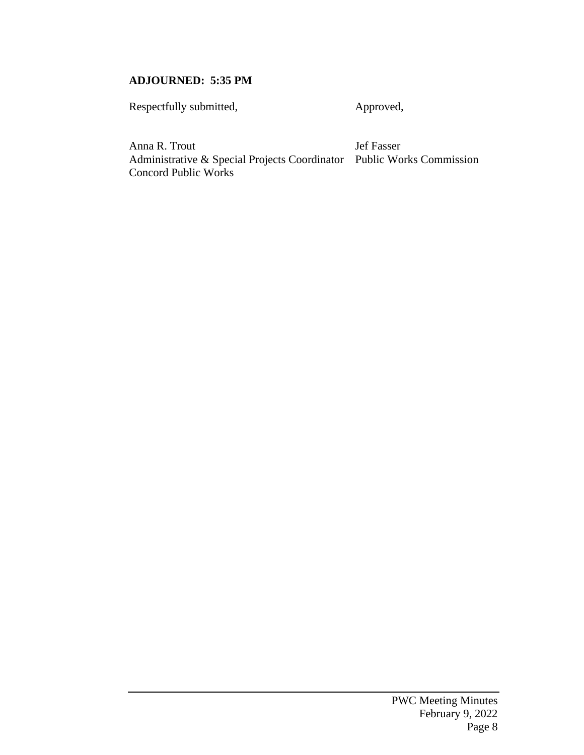**ADJOURNED: 5:35 PM**

| | |
|---|---|
| Respectfully submitted, | Approved, |
| | |
| Anna R. Trout | Jef Fasser |
| Administrative & Special Projects Coordinator | Public Works Commission |
| Concord Public Works | |